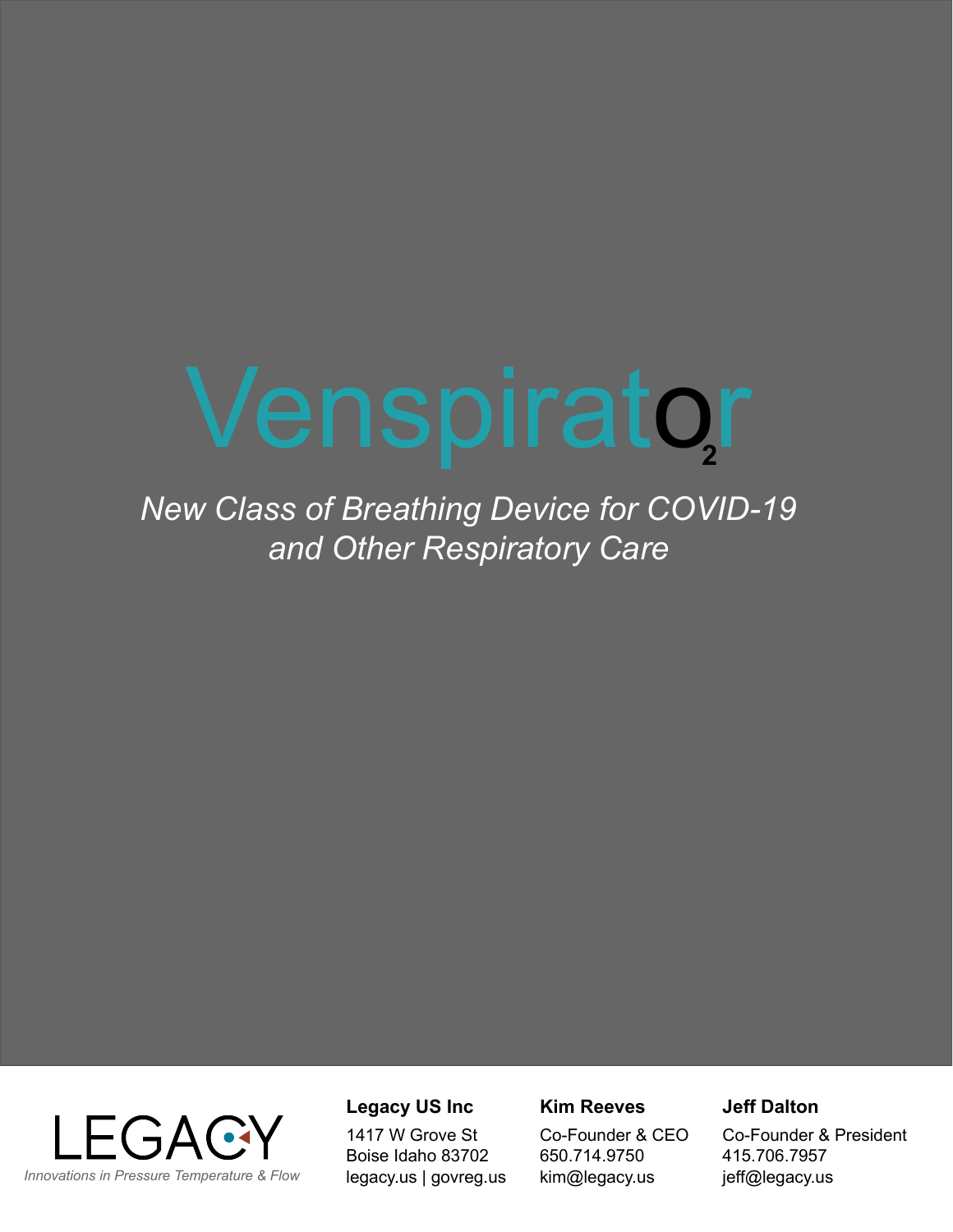# Venspirat$O_2$r

*New Class of Breathing Device for COVID-19 and Other Respiratory Care*

LEGACY

*Innovations in Pressure Temperature & Flow*

**Legacy US Inc**
1417 W Grove St
Boise Idaho 83702
legacy.us | govreg.us

**Kim Reeves**
Co-Founder & CEO
650.714.9750
kim@legacy.us

**Jeff Dalton**
Co-Founder & President
415.706.7957
jeff@legacy.us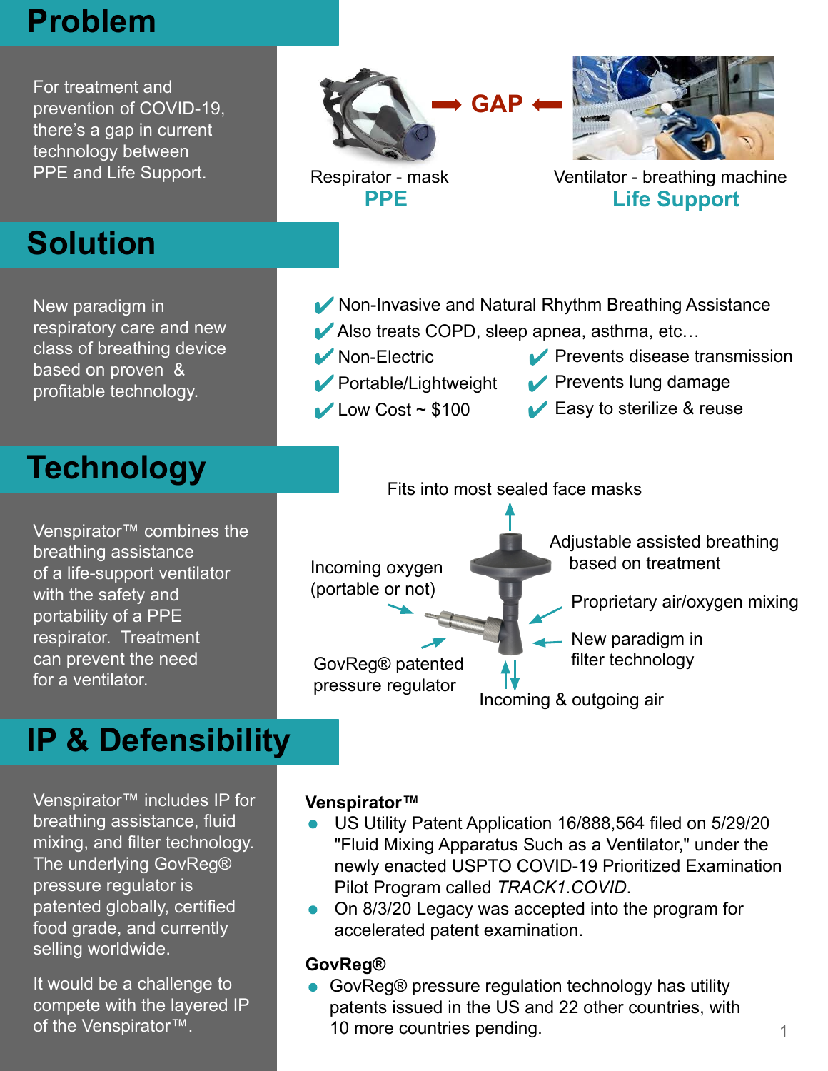## Problem

For treatment and prevention of COVID-19, there's a gap in current technology between PPE and Life Support.

Respirator - mask
**PPE**

➡ **GAP** ⬅

Ventilator - breathing machine
**Life Support**

## Solution

New paradigm in respiratory care and new class of breathing device based on proven & profitable technology.

- ✔ Non-Invasive and Natural Rhythm Breathing Assistance
- ✔ Also treats COPD, sleep apnea, asthma, etc…
- ✔ Non-Electric
- ✔ Portable/Lightweight
- ✔ Low Cost ~ $100
- ✔ Prevents disease transmission
- ✔ Prevents lung damage
- ✔ Easy to sterilize & reuse

## Technology

Venspirator™ combines the breathing assistance of a life-support ventilator with the safety and portability of a PPE respirator. Treatment can prevent the need for a ventilator.

- Fits into most sealed face masks
- Adjustable assisted breathing based on treatment
- Incoming oxygen (portable or not)
- Proprietary air/oxygen mixing
- New paradigm in filter technology
- GovReg® patented pressure regulator
- Incoming & outgoing air

## IP & Defensibility

Venspirator™ includes IP for breathing assistance, fluid mixing, and filter technology. The underlying GovReg® pressure regulator is patented globally, certified food grade, and currently selling worldwide.

It would be a challenge to compete with the layered IP of the Venspirator™.

**Venspirator™**

- US Utility Patent Application 16/888,564 filed on 5/29/20 "Fluid Mixing Apparatus Such as a Ventilator," under the newly enacted USPTO COVID-19 Prioritized Examination Pilot Program called *TRACK1.COVID*.
- On 8/3/20 Legacy was accepted into the program for accelerated patent examination.

**GovReg®**

- GovReg® pressure regulation technology has utility patents issued in the US and 22 other countries, with 10 more countries pending.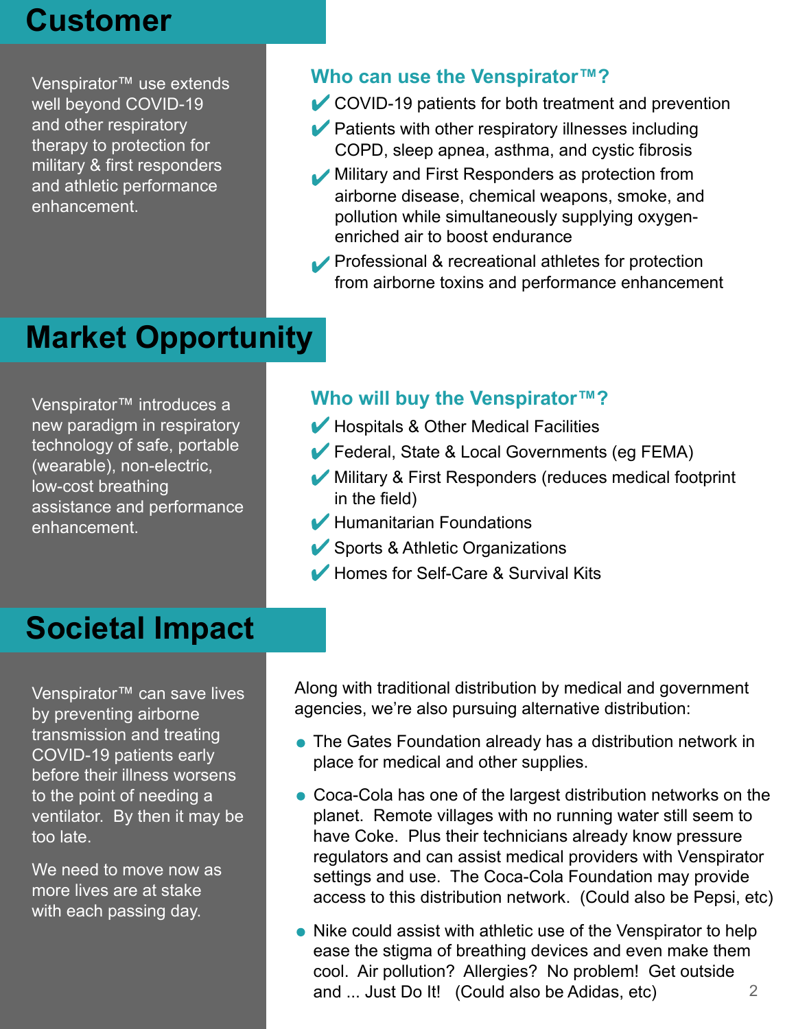# Customer

Venspirator™ use extends well beyond COVID-19 and other respiratory therapy to protection for military & first responders and athletic performance enhancement.

### Who can use the Venspirator™?

- ✔ COVID-19 patients for both treatment and prevention
- ✔ Patients with other respiratory illnesses including COPD, sleep apnea, asthma, and cystic fibrosis
- ✔ Military and First Responders as protection from airborne disease, chemical weapons, smoke, and pollution while simultaneously supplying oxygen-enriched air to boost endurance
- ✔ Professional & recreational athletes for protection from airborne toxins and performance enhancement

# Market Opportunity

Venspirator™ introduces a new paradigm in respiratory technology of safe, portable (wearable), non-electric, low-cost breathing assistance and performance enhancement.

### Who will buy the Venspirator™?

- ✔ Hospitals & Other Medical Facilities
- ✔ Federal, State & Local Governments (eg FEMA)
- ✔ Military & First Responders (reduces medical footprint in the field)
- ✔ Humanitarian Foundations
- ✔ Sports & Athletic Organizations
- ✔ Homes for Self-Care & Survival Kits

# Societal Impact

Venspirator™ can save lives by preventing airborne transmission and treating COVID-19 patients early before their illness worsens to the point of needing a ventilator. By then it may be too late.

We need to move now as more lives are at stake with each passing day.

Along with traditional distribution by medical and government agencies, we're also pursuing alternative distribution:

- The Gates Foundation already has a distribution network in place for medical and other supplies.
- Coca-Cola has one of the largest distribution networks on the planet. Remote villages with no running water still seem to have Coke. Plus their technicians already know pressure regulators and can assist medical providers with Venspirator settings and use. The Coca-Cola Foundation may provide access to this distribution network. (Could also be Pepsi, etc)
- Nike could assist with athletic use of the Venspirator to help ease the stigma of breathing devices and even make them cool. Air pollution? Allergies? No problem! Get outside and ... Just Do It! (Could also be Adidas, etc)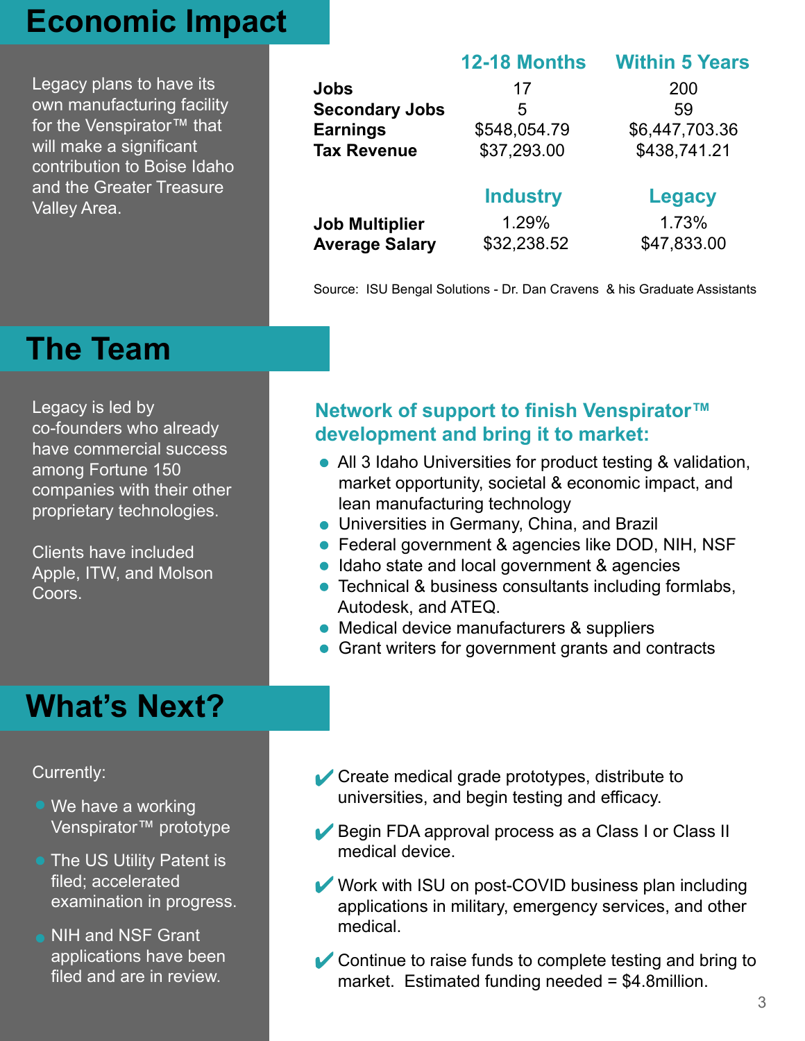## Economic Impact

Legacy plans to have its own manufacturing facility for the Venspirator™ that will make a significant contribution to Boise Idaho and the Greater Treasure Valley Area.

| | 12-18 Months | Within 5 Years |
|---|---|---|
| **Jobs** | 17 | 200 |
| **Secondary Jobs** | 5 | 59 |
| **Earnings** | $548,054.79 | $6,447,703.36 |
| **Tax Revenue** | $37,293.00 | $438,741.21 |

| | Industry | Legacy |
|---|---|---|
| **Job Multiplier** | 1.29% | 1.73% |
| **Average Salary** | $32,238.52 | $47,833.00 |

Source: ISU Bengal Solutions - Dr. Dan Cravens & his Graduate Assistants

## The Team

Legacy is led by co-founders who already have commercial success among Fortune 150 companies with their other proprietary technologies.

Clients have included Apple, ITW, and Molson Coors.

### Network of support to finish Venspirator™ development and bring it to market:

- All 3 Idaho Universities for product testing & validation, market opportunity, societal & economic impact, and lean manufacturing technology
- Universities in Germany, China, and Brazil
- Federal government & agencies like DOD, NIH, NSF
- Idaho state and local government & agencies
- Technical & business consultants including formlabs, Autodesk, and ATEQ.
- Medical device manufacturers & suppliers
- Grant writers for government grants and contracts

## What's Next?

Currently:

- We have a working Venspirator™ prototype
- The US Utility Patent is filed; accelerated examination in progress.
- NIH and NSF Grant applications have been filed and are in review.

✔ Create medical grade prototypes, distribute to universities, and begin testing and efficacy.

✔ Begin FDA approval process as a Class I or Class II medical device.

✔ Work with ISU on post-COVID business plan including applications in military, emergency services, and other medical.

✔ Continue to raise funds to complete testing and bring to market. Estimated funding needed = $4.8million.